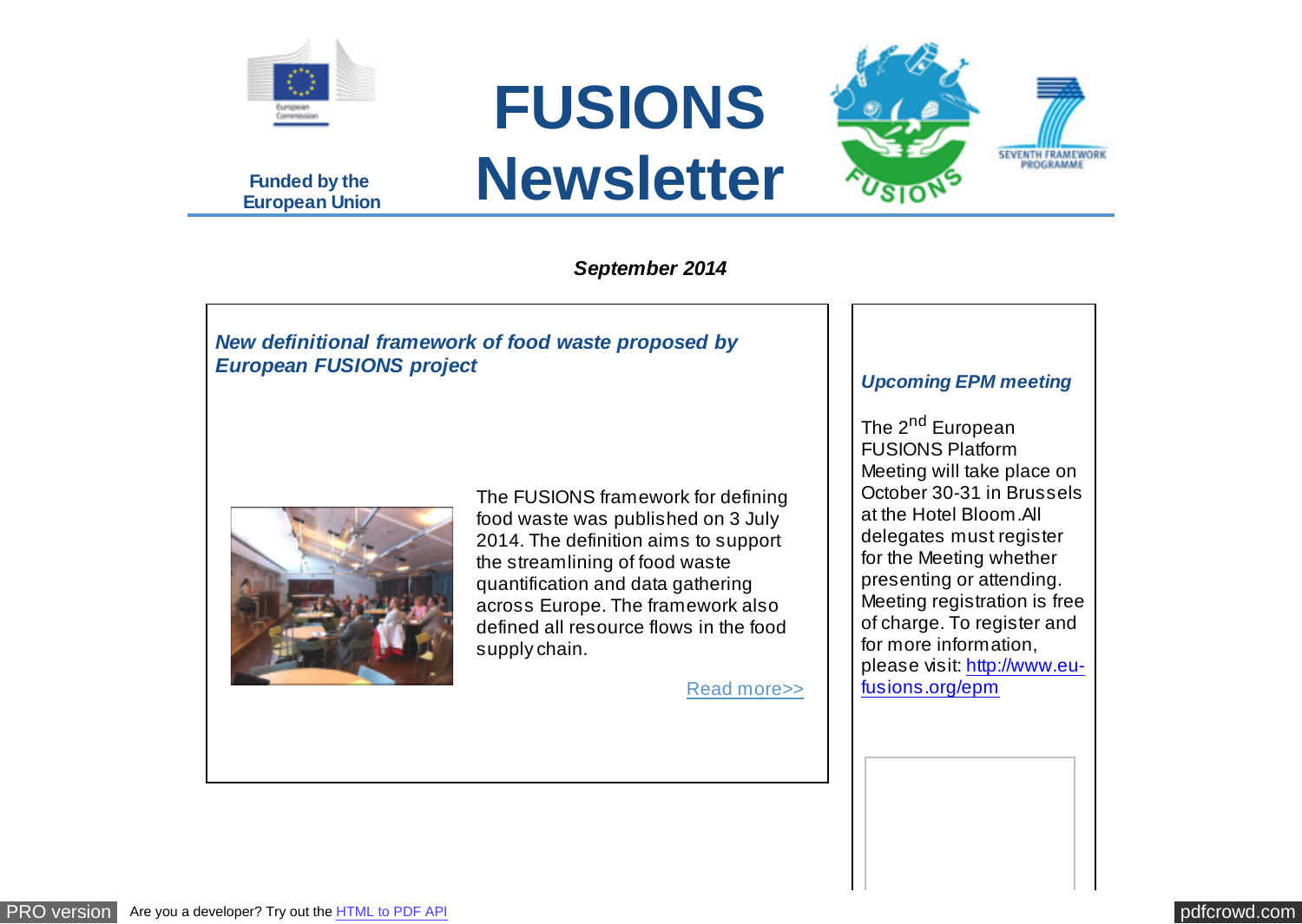Funded by the European Union

# FUSIONS Newsletter

*September 2014*

## *New definitional framework of food waste proposed by European FUSIONS project*

The FUSIONS framework for defining food waste was published on 3 July 2014. The definition aims to support the streamlining of food waste quantification and data gathering across Europe. The framework also defined all resource flows in the food supply chain.

Read more>>

## *Upcoming EPM meeting*

The 2nd European FUSIONS Platform Meeting will take place on October 30-31 in Brussels at the Hotel Bloom. All delegates must register for the Meeting whether presenting or attending. Meeting registration is free of charge. To register and for more information, please visit: http://www.eu-fusions.org/epm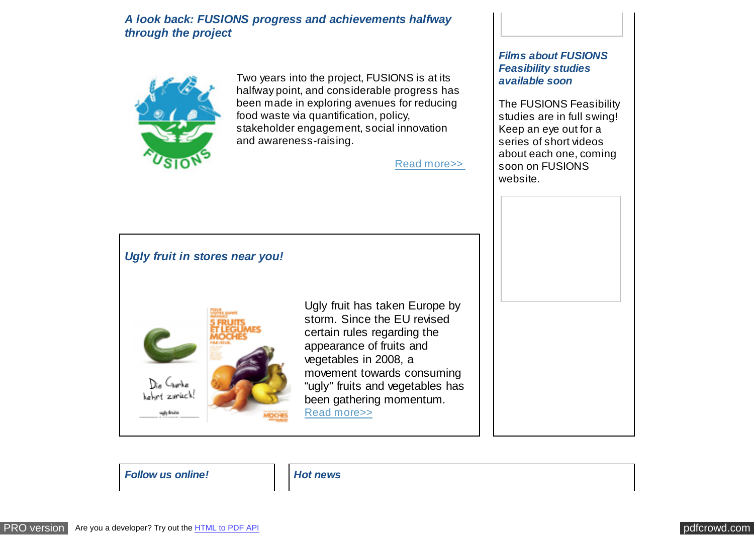### *A look back: FUSIONS progress and achievements halfway through the project*

Two years into the project, FUSIONS is at its halfway point, and considerable progress has been made in exploring avenues for reducing food waste via quantification, policy, stakeholder engagement, social innovation and awareness-raising.

Read more>>

### *Films about FUSIONS Feasibility studies available soon*

The FUSIONS Feasibility studies are in full swing! Keep an eye out for a series of short videos about each one, coming soon on FUSIONS website.

### *Ugly fruit in stores near you!*

Ugly fruit has taken Europe by storm. Since the EU revised certain rules regarding the appearance of fruits and vegetables in 2008, a movement towards consuming "ugly" fruits and vegetables has been gathering momentum.
Read more>>

### *Follow us online!*

### *Hot news*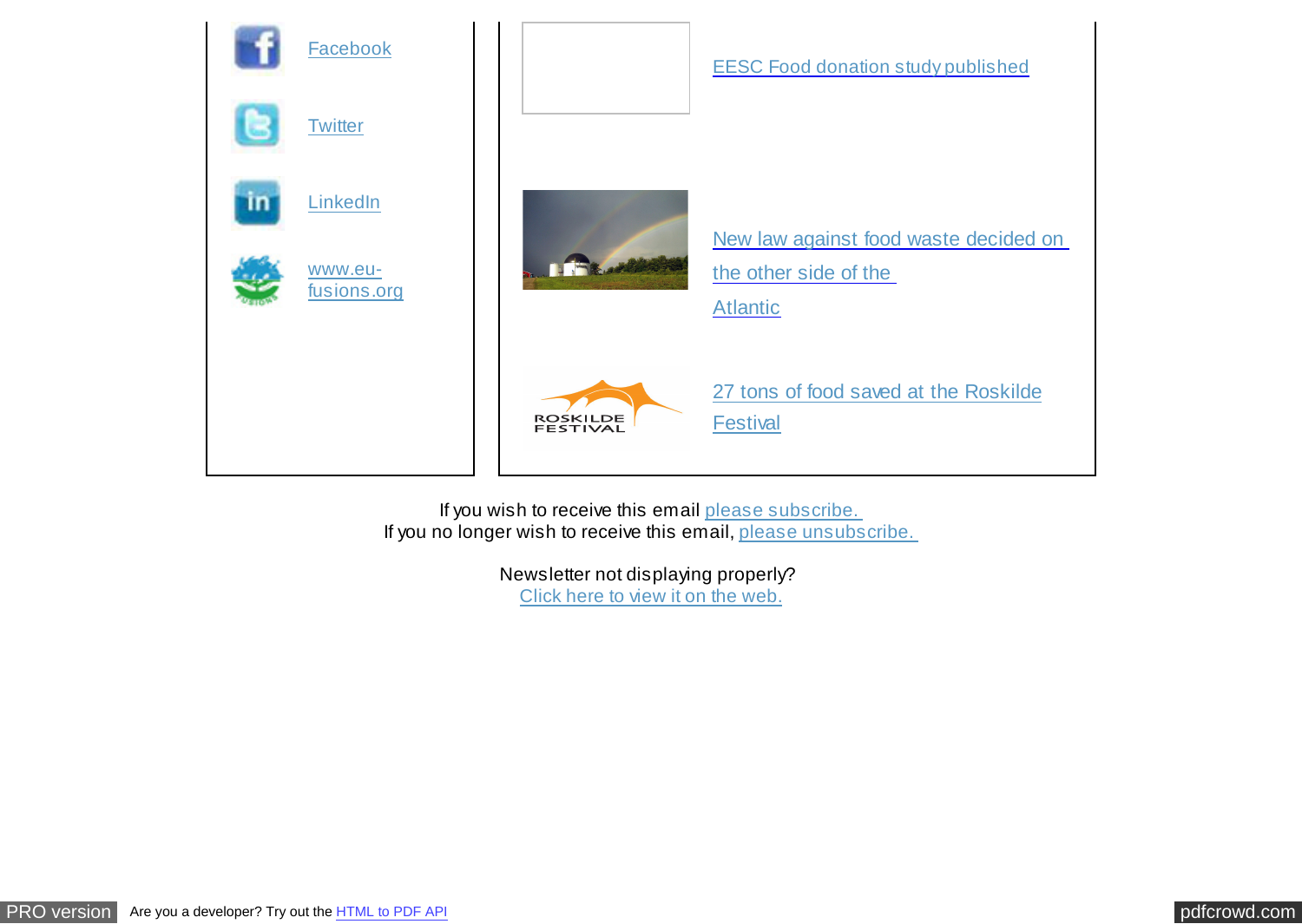Facebook

Twitter

LinkedIn

www.eu-fusions.org

EESC Food donation study published

New law against food waste decided on the other side of the Atlantic

27 tons of food saved at the Roskilde Festival

If you wish to receive this email please subscribe.
If you no longer wish to receive this email, please unsubscribe.

Newsletter not displaying properly?
Click here to view it on the web.